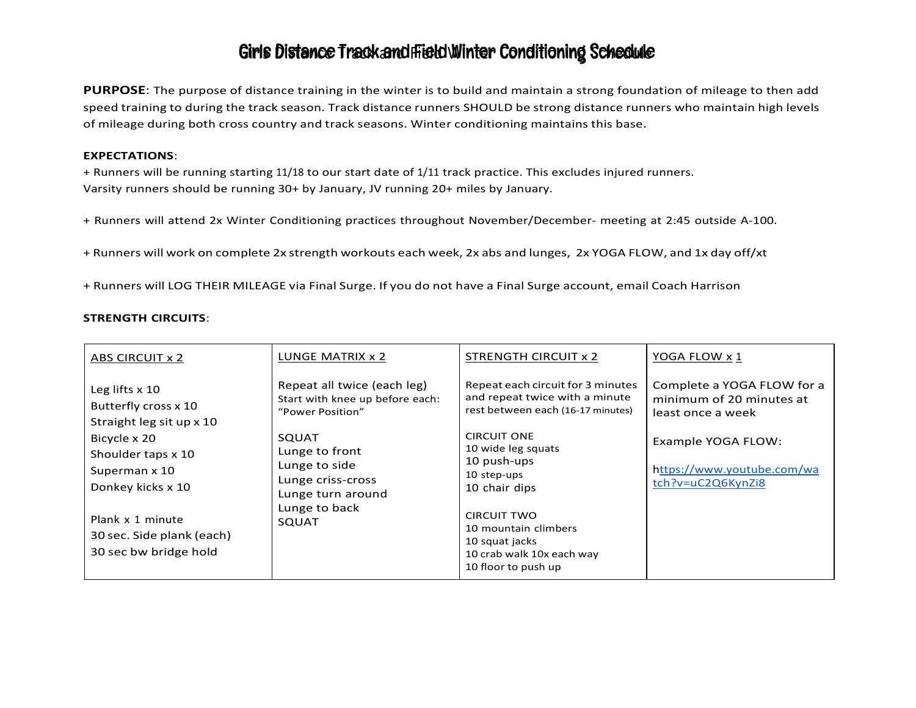# Girls Distance Track and Field Winter Conditioning Schedule

**PURPOSE**: The purpose of distance training in the winter is to build and maintain a strong foundation of mileage to then add speed training to during the track season. Track distance runners SHOULD be strong distance runners who maintain high levels of mileage during both cross country and track seasons. Winter conditioning maintains this base.

**EXPECTATIONS**:

+ Runners will be running starting 11/18 to our start date of 1/11 track practice. This excludes injured runners.
Varsity runners should be running 30+ by January, JV running 20+ miles by January.

+ Runners will attend 2x Winter Conditioning practices throughout November/December- meeting at 2:45 outside A-100.

+ Runners will work on complete 2x strength workouts each week, 2x abs and lunges, 2x YOGA FLOW, and 1x day off/xt

+ Runners will LOG THEIR MILEAGE via Final Surge. If you do not have a Final Surge account, email Coach Harrison

**STRENGTH CIRCUITS**:

| ABS CIRCUIT x 2 | LUNGE MATRIX x 2 | STRENGTH CIRCUIT x 2 | YOGA FLOW x 1 |
|---|---|---|---|
| Leg lifts x 10<br>Butterfly cross x 10<br>Straight leg sit up x 10<br>Bicycle x 20<br>Shoulder taps x 10<br>Superman x 10<br>Donkey kicks x 10<br><br>Plank x 1 minute<br>30 sec. Side plank (each)<br>30 sec bw bridge hold | Repeat all twice (each leg)<br>Start with knee up before each: "Power Position"<br><br>SQUAT<br>Lunge to front<br>Lunge to side<br>Lunge criss-cross<br>Lunge turn around<br>Lunge to back<br>SQUAT | Repeat each circuit for 3 minutes and repeat twice with a minute rest between each (16-17 minutes)<br><br>CIRCUIT ONE<br>10 wide leg squats<br>10 push-ups<br>10 step-ups<br>10 chair dips<br><br>CIRCUIT TWO<br>10 mountain climbers<br>10 squat jacks<br>10 crab walk 10x each way<br>10 floor to push up | Complete a YOGA FLOW for a minimum of 20 minutes at least once a week<br><br>Example YOGA FLOW:<br><br>https://www.youtube.com/watch?v=uC2Q6KynZi8 |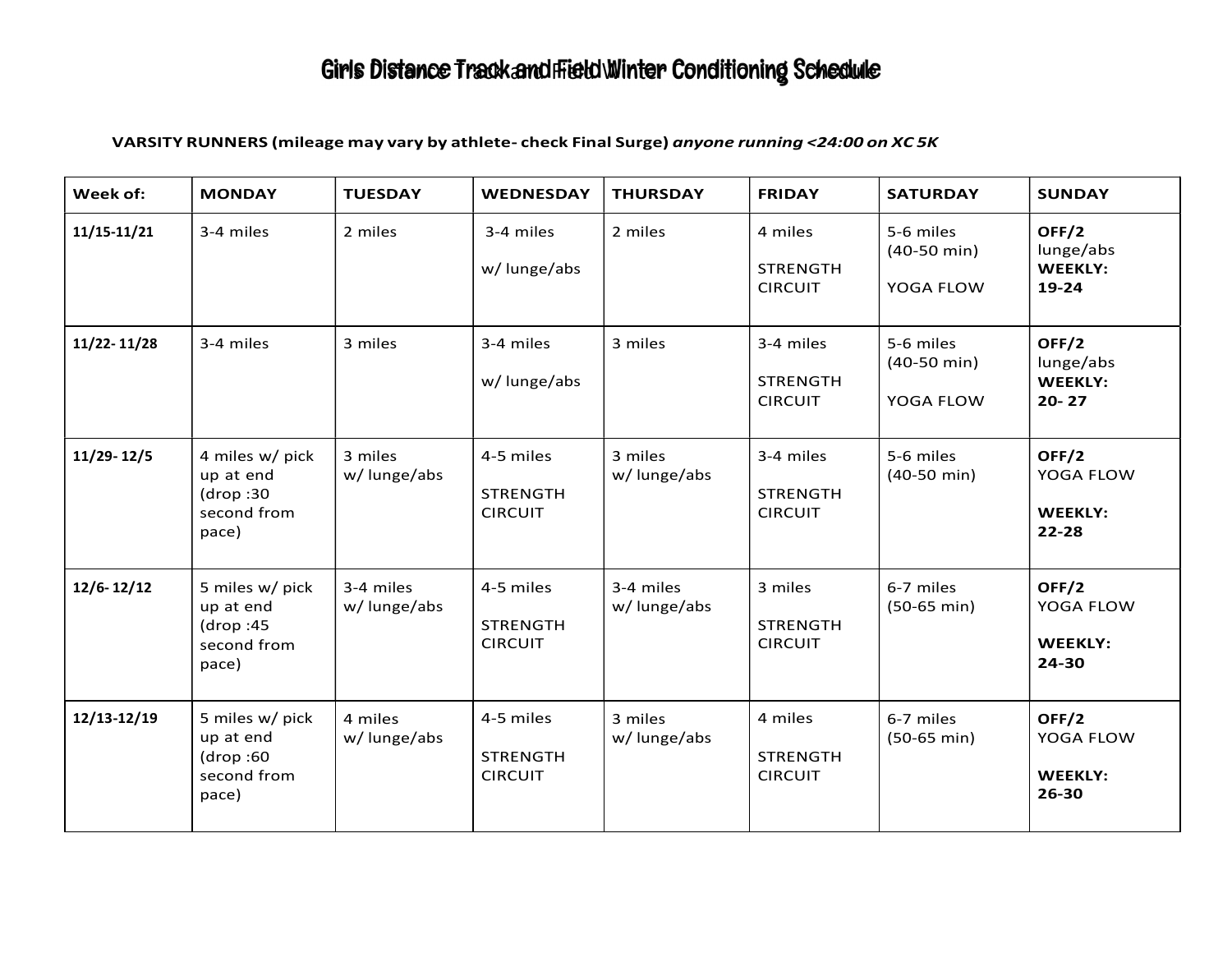# Girls Distance Track and Field Winter Conditioning Schedule

**VARSITY RUNNERS (mileage may vary by athlete- check Final Surge)** ***anyone running <24:00 on XC 5K***

| Week of: | MONDAY | TUESDAY | WEDNESDAY | THURSDAY | FRIDAY | SATURDAY | SUNDAY |
|---|---|---|---|---|---|---|---|
| **11/15-11/21** | 3-4 miles | 2 miles | 3-4 miles<br><br>w/ lunge/abs | 2 miles | 4 miles<br><br>STRENGTH CIRCUIT | 5-6 miles (40-50 min)<br><br>YOGA FLOW | **OFF/2** lunge/abs **WEEKLY: 19-24** |
| **11/22- 11/28** | 3-4 miles | 3 miles | 3-4 miles<br><br>w/ lunge/abs | 3 miles | 3-4 miles<br><br>STRENGTH CIRCUIT | 5-6 miles (40-50 min)<br><br>YOGA FLOW | **OFF/2** lunge/abs **WEEKLY: 20- 27** |
| **11/29- 12/5** | 4 miles w/ pick up at end (drop :30 second from pace) | 3 miles w/ lunge/abs | 4-5 miles<br><br>STRENGTH CIRCUIT | 3 miles w/ lunge/abs | 3-4 miles<br><br>STRENGTH CIRCUIT | 5-6 miles (40-50 min) | **OFF/2** YOGA FLOW<br><br>**WEEKLY: 22-28** |
| **12/6- 12/12** | 5 miles w/ pick up at end (drop :45 second from pace) | 3-4 miles w/ lunge/abs | 4-5 miles<br><br>STRENGTH CIRCUIT | 3-4 miles w/ lunge/abs | 3 miles<br><br>STRENGTH CIRCUIT | 6-7 miles (50-65 min) | **OFF/2** YOGA FLOW<br><br>**WEEKLY: 24-30** |
| **12/13-12/19** | 5 miles w/ pick up at end (drop :60 second from pace) | 4 miles w/ lunge/abs | 4-5 miles<br><br>STRENGTH CIRCUIT | 3 miles w/ lunge/abs | 4 miles<br><br>STRENGTH CIRCUIT | 6-7 miles (50-65 min) | **OFF/2** YOGA FLOW<br><br>**WEEKLY: 26-30** |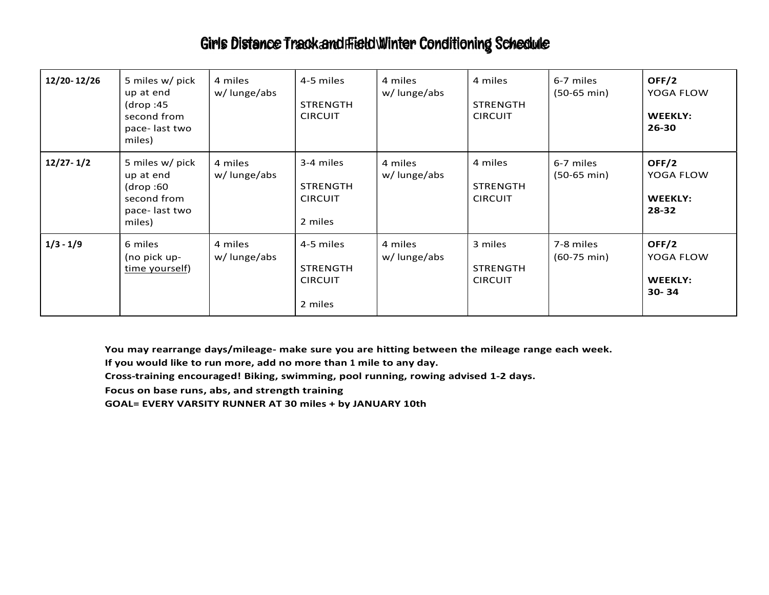# Girls Distance Track and Field Winter Conditioning Schedule

| 12/20- 12/26 | 5 miles w/ pick up at end (drop :45 second from pace- last two miles) | 4 miles w/ lunge/abs | 4-5 miles<br><br>STRENGTH CIRCUIT | 4 miles w/ lunge/abs | 4 miles<br><br>STRENGTH CIRCUIT | 6-7 miles (50-65 min) | **OFF/2**<br>YOGA FLOW<br><br>**WEEKLY: 26-30** |
|---|---|---|---|---|---|---|---|
| **12/27- 1/2** | 5 miles w/ pick up at end (drop :60 second from pace- last two miles) | 4 miles w/ lunge/abs | 3-4 miles<br><br>STRENGTH CIRCUIT<br><br>2 miles | 4 miles w/ lunge/abs | 4 miles<br><br>STRENGTH CIRCUIT | 6-7 miles (50-65 min) | **OFF/2**<br>YOGA FLOW<br><br>**WEEKLY: 28-32** |
| **1/3 - 1/9** | 6 miles (no pick up- time yourself) | 4 miles w/ lunge/abs | 4-5 miles<br><br>STRENGTH CIRCUIT<br><br>2 miles | 4 miles w/ lunge/abs | 3 miles<br><br>STRENGTH CIRCUIT | 7-8 miles (60-75 min) | **OFF/2**<br>YOGA FLOW<br><br>**WEEKLY: 30- 34** |

**You may rearrange days/mileage- make sure you are hitting between the mileage range each week.**
**If you would like to run more, add no more than 1 mile to any day.**
**Cross-training encouraged! Biking, swimming, pool running, rowing advised 1-2 days.**
**Focus on base runs, abs, and strength training**
**GOAL= EVERY VARSITY RUNNER AT 30 miles + by JANUARY 10th**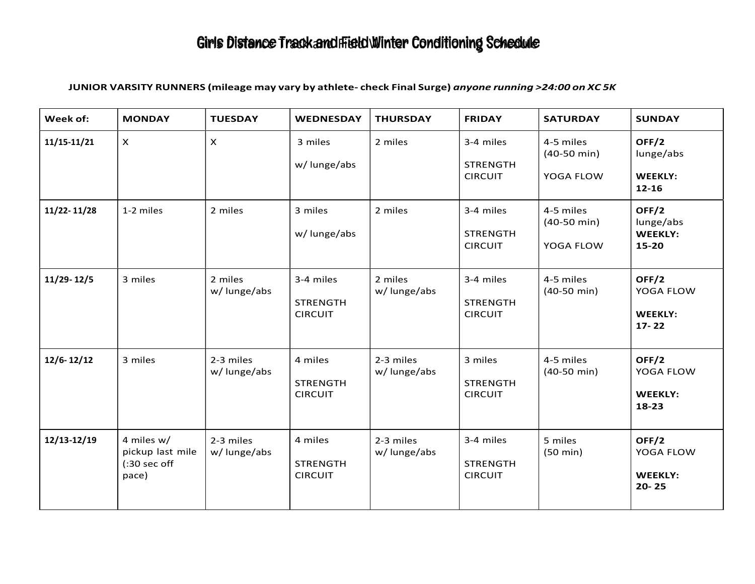# Girls Distance Track and Field Winter Conditioning Schedule

**JUNIOR VARSITY RUNNERS (mileage may vary by athlete- check Final Surge)** ***anyone running >24:00 on XC 5K***

| Week of: | MONDAY | TUESDAY | WEDNESDAY | THURSDAY | FRIDAY | SATURDAY | SUNDAY |
|---|---|---|---|---|---|---|---|
| **11/15-11/21** | X | X | 3 miles<br>w/ lunge/abs | 2 miles | 3-4 miles<br>STRENGTH CIRCUIT | 4-5 miles (40-50 min)<br>YOGA FLOW | **OFF/2** lunge/abs<br>**WEEKLY: 12-16** |
| **11/22- 11/28** | 1-2 miles | 2 miles | 3 miles<br>w/ lunge/abs | 2 miles | 3-4 miles<br>STRENGTH CIRCUIT | 4-5 miles (40-50 min)<br>YOGA FLOW | **OFF/2** lunge/abs<br>**WEEKLY: 15-20** |
| **11/29- 12/5** | 3 miles | 2 miles w/ lunge/abs | 3-4 miles<br>STRENGTH CIRCUIT | 2 miles w/ lunge/abs | 3-4 miles<br>STRENGTH CIRCUIT | 4-5 miles (40-50 min) | **OFF/2** YOGA FLOW<br>**WEEKLY: 17- 22** |
| **12/6- 12/12** | 3 miles | 2-3 miles w/ lunge/abs | 4 miles<br>STRENGTH CIRCUIT | 2-3 miles w/ lunge/abs | 3 miles<br>STRENGTH CIRCUIT | 4-5 miles (40-50 min) | **OFF/2** YOGA FLOW<br>**WEEKLY: 18-23** |
| **12/13-12/19** | 4 miles w/ pickup last mile (:30 sec off pace) | 2-3 miles w/ lunge/abs | 4 miles<br>STRENGTH CIRCUIT | 2-3 miles w/ lunge/abs | 3-4 miles<br>STRENGTH CIRCUIT | 5 miles (50 min) | **OFF/2** YOGA FLOW<br>**WEEKLY: 20- 25** |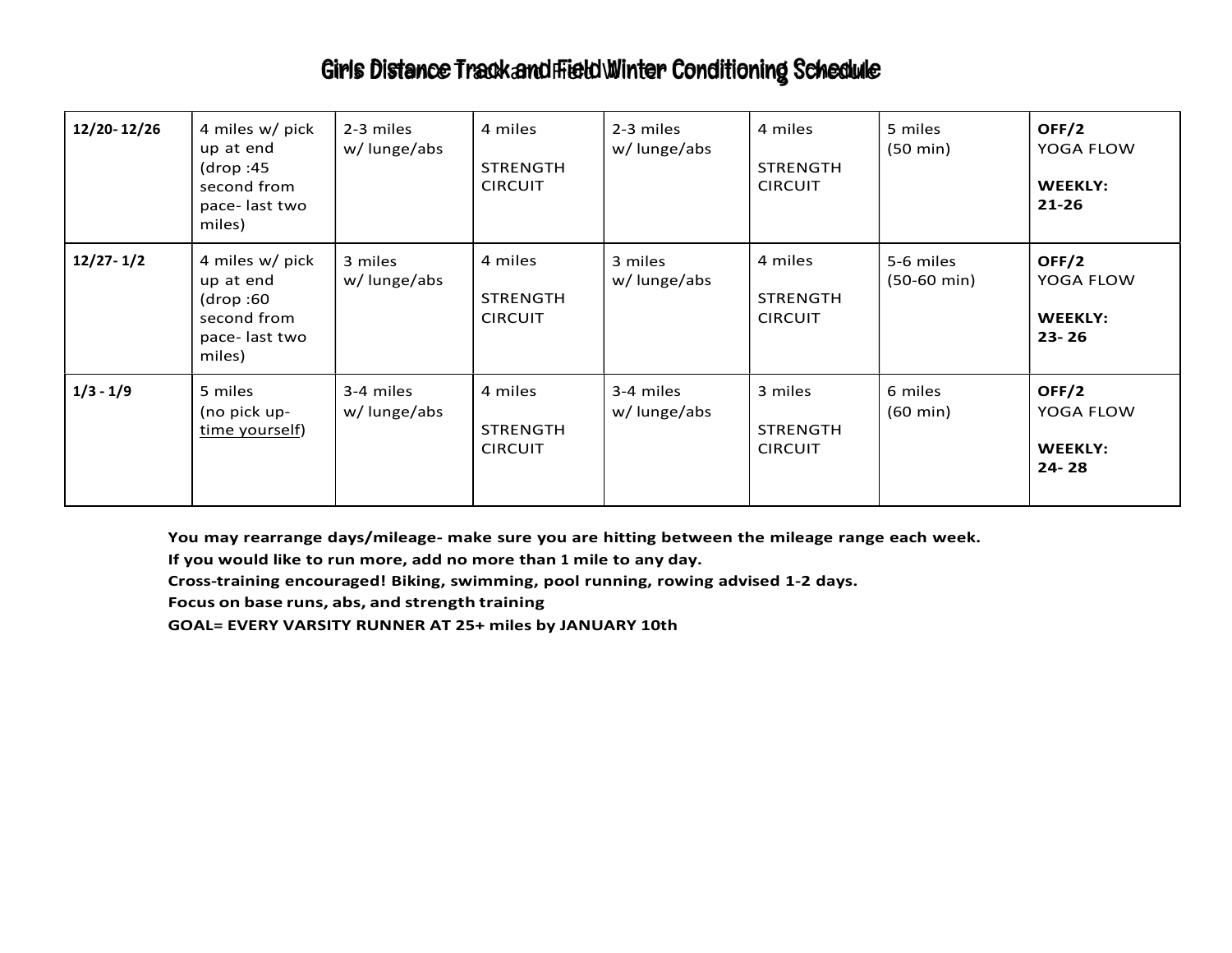# Girls Distance Track and Field Winter Conditioning Schedule

| | | | | | | | |
|---|---|---|---|---|---|---|---|
| **12/20- 12/26** | 4 miles w/ pick up at end (drop :45 second from pace- last two miles) | 2-3 miles w/ lunge/abs | 4 miles<br><br>STRENGTH CIRCUIT | 2-3 miles w/ lunge/abs | 4 miles<br><br>STRENGTH CIRCUIT | 5 miles (50 min) | **OFF/2**<br>YOGA FLOW<br><br>**WEEKLY: 21-26** |
| **12/27- 1/2** | 4 miles w/ pick up at end (drop :60 second from pace- last two miles) | 3 miles w/ lunge/abs | 4 miles<br><br>STRENGTH CIRCUIT | 3 miles w/ lunge/abs | 4 miles<br><br>STRENGTH CIRCUIT | 5-6 miles (50-60 min) | **OFF/2**<br>YOGA FLOW<br><br>**WEEKLY: 23- 26** |
| **1/3 - 1/9** | 5 miles (no pick up- <u>time yourself</u>) | 3-4 miles w/ lunge/abs | 4 miles<br><br>STRENGTH CIRCUIT | 3-4 miles w/ lunge/abs | 3 miles<br><br>STRENGTH CIRCUIT | 6 miles (60 min) | **OFF/2**<br>YOGA FLOW<br><br>**WEEKLY: 24- 28** |

**You may rearrange days/mileage- make sure you are hitting between the mileage range each week.**
**If you would like to run more, add no more than 1 mile to any day.**
**Cross-training encouraged! Biking, swimming, pool running, rowing advised 1-2 days.**
**Focus on base runs, abs, and strength training**
**GOAL= EVERY VARSITY RUNNER AT 25+ miles by JANUARY 10th**